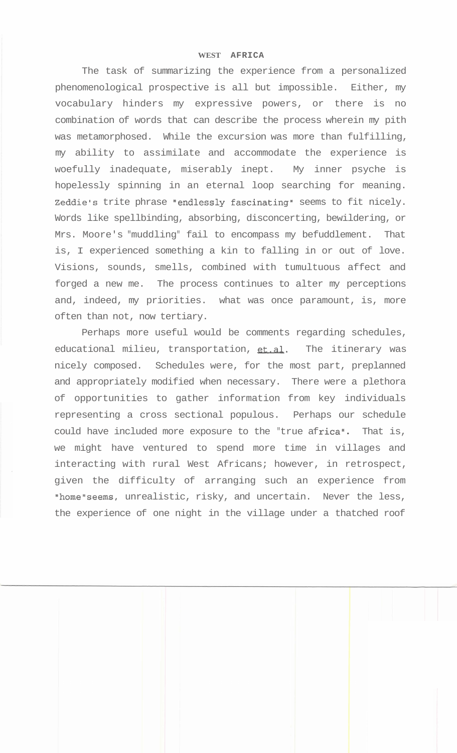# WEST AFRICA

The task of summarizing the experience from a personalized phenomenological prospective is all but impossible. Either, my vocabulary hinders my expressive powers, or there is no combination of words that can describe the process wherein my pith was metamorphosed. While the excursion was more than fulfilling, my ability to assimilate and accommodate the experience is woefully inadequate, miserably inept. My inner psyche is hopelessly spinning in an eternal loop searching for meaning. Zeddie's trite phrase "endlessly fascinating" seems to fit nicely. Words like spellbinding, absorbing, disconcerting, bewildering, or Mrs. Moore's "muddling" fail to encompass my befuddlement. That is, I experienced something a kin to falling in or out of love. Visions, sounds, smells, combined with tumultuous affect and forged a new me. The process continues to alter my perceptions and, indeed, my priorities. what was once paramount, is, more often than not, now tertiary.

Perhaps more useful would be comments regarding schedules, educational milieu, transportation, et.al. The itinerary was nicely composed. Schedules were, for the most part, preplanned and appropriately modified when necessary. There were a plethora of opportunities to gather information from key individuals representing a cross sectional populous. Perhaps our schedule could have included more exposure to the "true africa". That is, we might have ventured to spend more time in villages and interacting with rural West Africans; however, in retrospect, given the difficulty of arranging such an experience from "home"seems, unrealistic, risky, and uncertain. Never the less, the experience of one night in the village under a thatched roof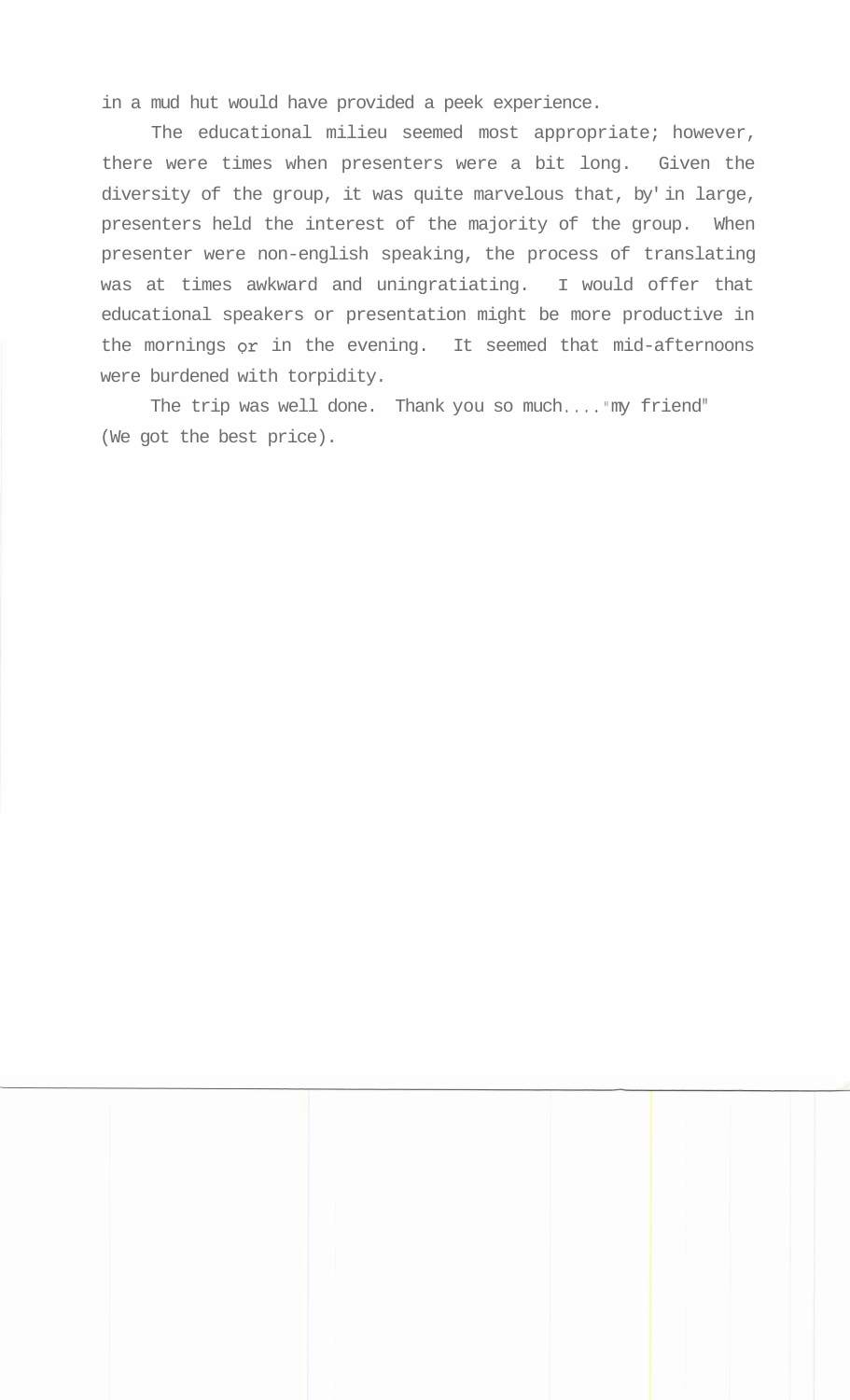in a mud hut would have provided a peek experience.

The educational milieu seemed most appropriate; however, there were times when presenters were a bit long. Given the diversity of the group, it was quite marvelous that, by' in large, presenters held the interest of the majority of the group. When presenter were non-english speaking, the process of translating was at times awkward and uningratiating. I would offer that educational speakers or presentation might be more productive in the mornings or in the evening. It seemed that mid-afternoons were burdened with torpidity.

The trip was well done. Thank you so much...."my friend" (We got the best price).